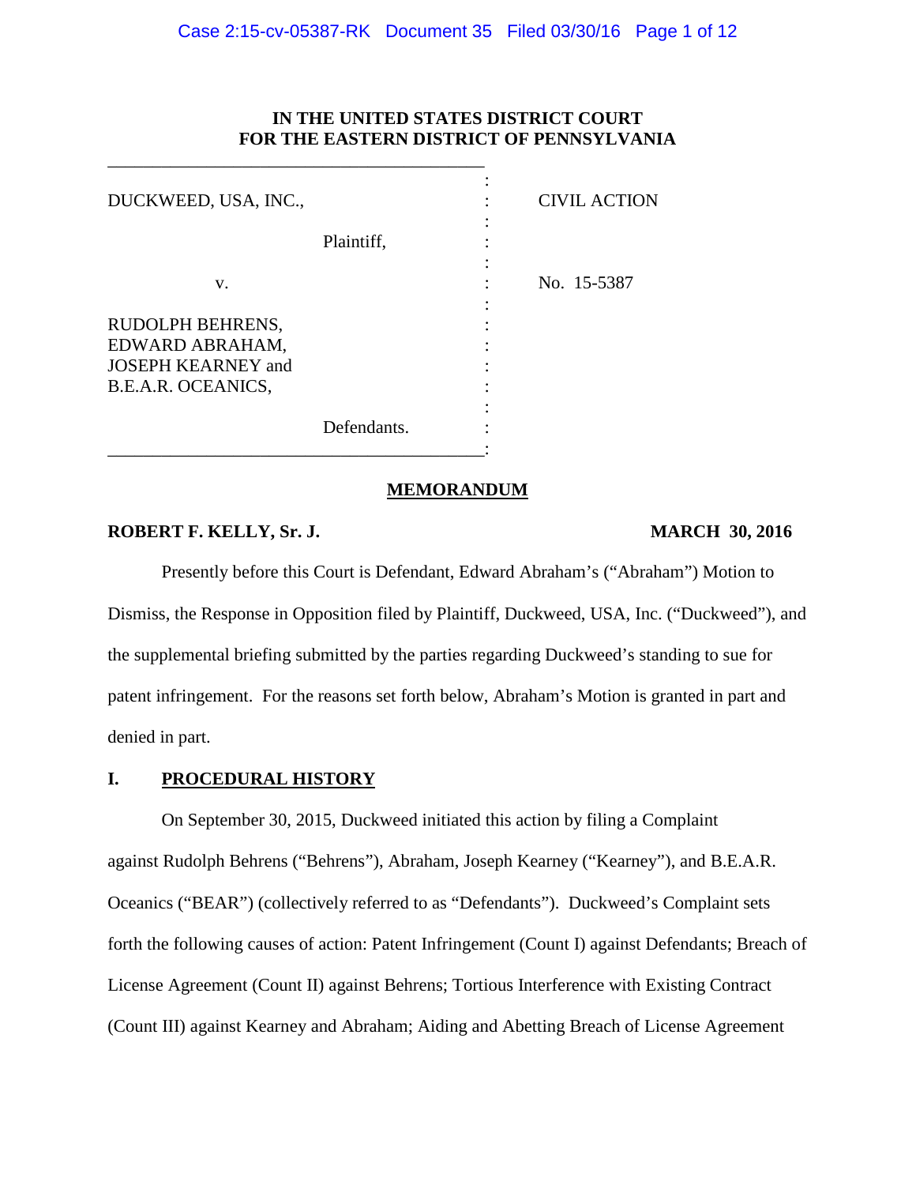**IN THE UNITED STATES DISTRICT COURT**
**FOR THE EASTERN DISTRICT OF PENNSYLVANIA**

| | | |
|---|---|---|
| DUCKWEED, USA, INC., | : | CIVIL ACTION |
| Plaintiff, | : | |
| v. | : | No. 15-5387 |
| RUDOLPH BEHRENS, EDWARD ABRAHAM, JOSEPH KEARNEY and B.E.A.R. OCEANICS, | : | |
| Defendants. | : | |

**MEMORANDUM**

**ROBERT F. KELLY, Sr. J.** **MARCH 30, 2016**

Presently before this Court is Defendant, Edward Abraham's ("Abraham") Motion to Dismiss, the Response in Opposition filed by Plaintiff, Duckweed, USA, Inc. ("Duckweed"), and the supplemental briefing submitted by the parties regarding Duckweed's standing to sue for patent infringement. For the reasons set forth below, Abraham's Motion is granted in part and denied in part.

## I. PROCEDURAL HISTORY

On September 30, 2015, Duckweed initiated this action by filing a Complaint against Rudolph Behrens ("Behrens"), Abraham, Joseph Kearney ("Kearney"), and B.E.A.R. Oceanics ("BEAR") (collectively referred to as "Defendants"). Duckweed's Complaint sets forth the following causes of action: Patent Infringement (Count I) against Defendants; Breach of License Agreement (Count II) against Behrens; Tortious Interference with Existing Contract (Count III) against Kearney and Abraham; Aiding and Abetting Breach of License Agreement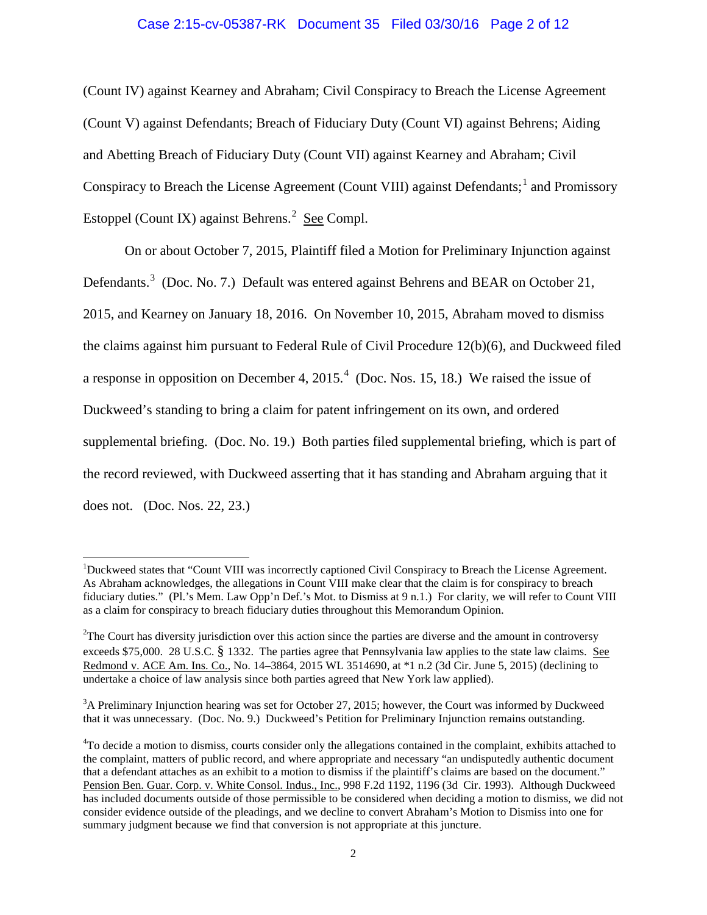(Count IV) against Kearney and Abraham; Civil Conspiracy to Breach the License Agreement (Count V) against Defendants; Breach of Fiduciary Duty (Count VI) against Behrens; Aiding and Abetting Breach of Fiduciary Duty (Count VII) against Kearney and Abraham; Civil Conspiracy to Breach the License Agreement (Count VIII) against Defendants;[1] and Promissory Estoppel (Count IX) against Behrens.[2] See Compl.

On or about October 7, 2015, Plaintiff filed a Motion for Preliminary Injunction against Defendants.[3] (Doc. No. 7.) Default was entered against Behrens and BEAR on October 21, 2015, and Kearney on January 18, 2016. On November 10, 2015, Abraham moved to dismiss the claims against him pursuant to Federal Rule of Civil Procedure 12(b)(6), and Duckweed filed a response in opposition on December 4, 2015.[4] (Doc. Nos. 15, 18.) We raised the issue of Duckweed's standing to bring a claim for patent infringement on its own, and ordered supplemental briefing. (Doc. No. 19.) Both parties filed supplemental briefing, which is part of the record reviewed, with Duckweed asserting that it has standing and Abraham arguing that it does not. (Doc. Nos. 22, 23.)

---

[1] Duckweed states that "Count VIII was incorrectly captioned Civil Conspiracy to Breach the License Agreement. As Abraham acknowledges, the allegations in Count VIII make clear that the claim is for conspiracy to breach fiduciary duties." (Pl.'s Mem. Law Opp'n Def.'s Mot. to Dismiss at 9 n.1.) For clarity, we will refer to Count VIII as a claim for conspiracy to breach fiduciary duties throughout this Memorandum Opinion.

[2] The Court has diversity jurisdiction over this action since the parties are diverse and the amount in controversy exceeds $75,000. 28 U.S.C. § 1332. The parties agree that Pennsylvania law applies to the state law claims. See Redmond v. ACE Am. Ins. Co., No. 14–3864, 2015 WL 3514690, at *1 n.2 (3d Cir. June 5, 2015) (declining to undertake a choice of law analysis since both parties agreed that New York law applied).

[3] A Preliminary Injunction hearing was set for October 27, 2015; however, the Court was informed by Duckweed that it was unnecessary. (Doc. No. 9.) Duckweed's Petition for Preliminary Injunction remains outstanding.

[4] To decide a motion to dismiss, courts consider only the allegations contained in the complaint, exhibits attached to the complaint, matters of public record, and where appropriate and necessary "an undisputedly authentic document that a defendant attaches as an exhibit to a motion to dismiss if the plaintiff's claims are based on the document." Pension Ben. Guar. Corp. v. White Consol. Indus., Inc., 998 F.2d 1192, 1196 (3d Cir. 1993). Although Duckweed has included documents outside of those permissible to be considered when deciding a motion to dismiss, we did not consider evidence outside of the pleadings, and we decline to convert Abraham's Motion to Dismiss into one for summary judgment because we find that conversion is not appropriate at this juncture.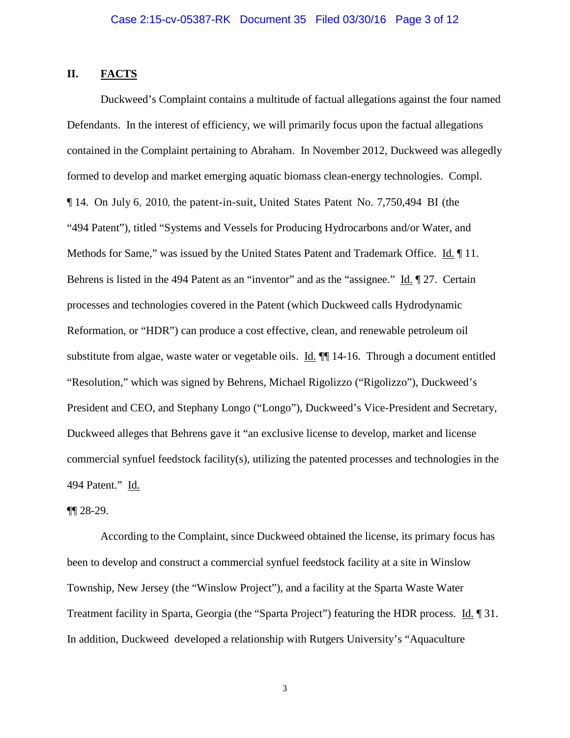## II. FACTS

Duckweed's Complaint contains a multitude of factual allegations against the four named Defendants. In the interest of efficiency, we will primarily focus upon the factual allegations contained in the Complaint pertaining to Abraham. In November 2012, Duckweed was allegedly formed to develop and market emerging aquatic biomass clean-energy technologies. Compl. ¶ 14. On July 6, 2010, the patent-in-suit, United States Patent No. 7,750,494 BI (the "494 Patent"), titled "Systems and Vessels for Producing Hydrocarbons and/or Water, and Methods for Same," was issued by the United States Patent and Trademark Office. Id. ¶ 11. Behrens is listed in the 494 Patent as an "inventor" and as the "assignee." Id. ¶ 27. Certain processes and technologies covered in the Patent (which Duckweed calls Hydrodynamic Reformation, or "HDR") can produce a cost effective, clean, and renewable petroleum oil substitute from algae, waste water or vegetable oils. Id. ¶¶ 14-16. Through a document entitled "Resolution," which was signed by Behrens, Michael Rigolizzo ("Rigolizzo"), Duckweed's President and CEO, and Stephany Longo ("Longo"), Duckweed's Vice-President and Secretary, Duckweed alleges that Behrens gave it "an exclusive license to develop, market and license commercial synfuel feedstock facility(s), utilizing the patented processes and technologies in the 494 Patent." Id. ¶¶ 28-29.

According to the Complaint, since Duckweed obtained the license, its primary focus has been to develop and construct a commercial synfuel feedstock facility at a site in Winslow Township, New Jersey (the "Winslow Project"), and a facility at the Sparta Waste Water Treatment facility in Sparta, Georgia (the "Sparta Project") featuring the HDR process. Id. ¶ 31. In addition, Duckweed developed a relationship with Rutgers University's "Aquaculture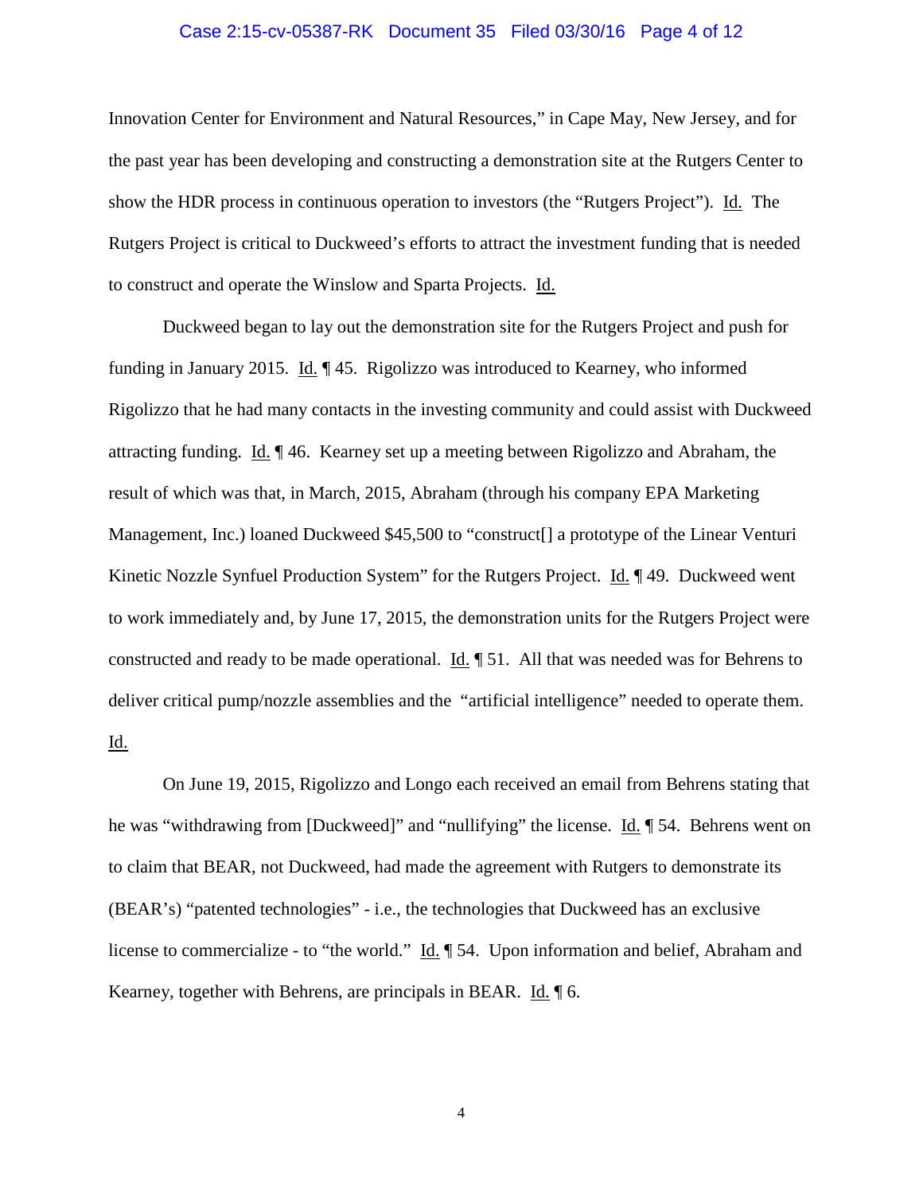Innovation Center for Environment and Natural Resources," in Cape May, New Jersey, and for the past year has been developing and constructing a demonstration site at the Rutgers Center to show the HDR process in continuous operation to investors (the "Rutgers Project"). Id. The Rutgers Project is critical to Duckweed's efforts to attract the investment funding that is needed to construct and operate the Winslow and Sparta Projects. Id.

Duckweed began to lay out the demonstration site for the Rutgers Project and push for funding in January 2015. Id. ¶ 45. Rigolizzo was introduced to Kearney, who informed Rigolizzo that he had many contacts in the investing community and could assist with Duckweed attracting funding. Id. ¶ 46. Kearney set up a meeting between Rigolizzo and Abraham, the result of which was that, in March, 2015, Abraham (through his company EPA Marketing Management, Inc.) loaned Duckweed $45,500 to "construct[] a prototype of the Linear Venturi Kinetic Nozzle Synfuel Production System" for the Rutgers Project. Id. ¶ 49. Duckweed went to work immediately and, by June 17, 2015, the demonstration units for the Rutgers Project were constructed and ready to be made operational. Id. ¶ 51. All that was needed was for Behrens to deliver critical pump/nozzle assemblies and the "artificial intelligence" needed to operate them. Id.

On June 19, 2015, Rigolizzo and Longo each received an email from Behrens stating that he was "withdrawing from [Duckweed]" and "nullifying" the license. Id. ¶ 54. Behrens went on to claim that BEAR, not Duckweed, had made the agreement with Rutgers to demonstrate its (BEAR's) "patented technologies" - i.e., the technologies that Duckweed has an exclusive license to commercialize - to "the world." Id. ¶ 54. Upon information and belief, Abraham and Kearney, together with Behrens, are principals in BEAR. Id. ¶ 6.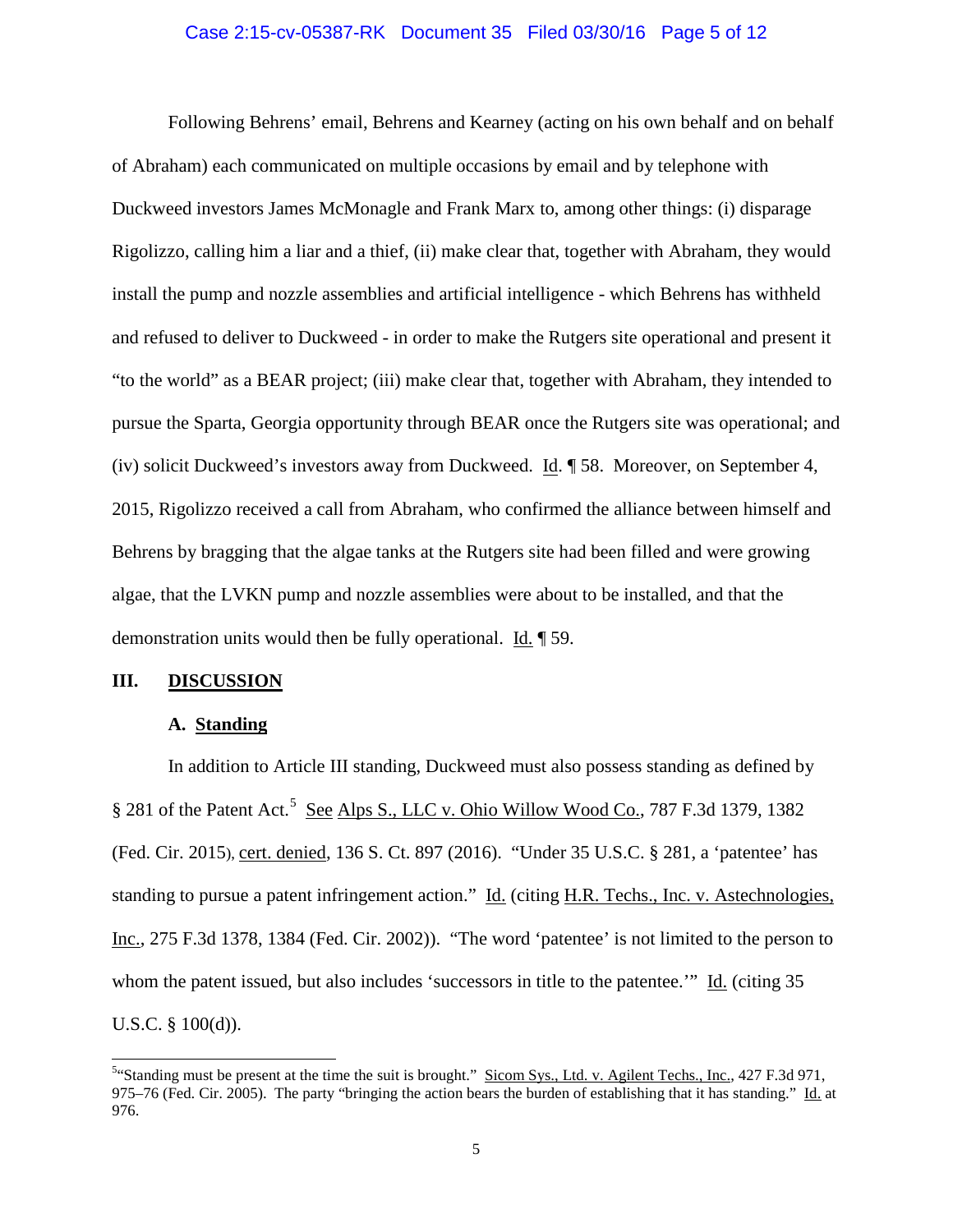Following Behrens' email, Behrens and Kearney (acting on his own behalf and on behalf of Abraham) each communicated on multiple occasions by email and by telephone with Duckweed investors James McMonagle and Frank Marx to, among other things: (i) disparage Rigolizzo, calling him a liar and a thief, (ii) make clear that, together with Abraham, they would install the pump and nozzle assemblies and artificial intelligence - which Behrens has withheld and refused to deliver to Duckweed - in order to make the Rutgers site operational and present it "to the world" as a BEAR project; (iii) make clear that, together with Abraham, they intended to pursue the Sparta, Georgia opportunity through BEAR once the Rutgers site was operational; and (iv) solicit Duckweed's investors away from Duckweed. Id. ¶ 58. Moreover, on September 4, 2015, Rigolizzo received a call from Abraham, who confirmed the alliance between himself and Behrens by bragging that the algae tanks at the Rutgers site had been filled and were growing algae, that the LVKN pump and nozzle assemblies were about to be installed, and that the demonstration units would then be fully operational. Id. ¶ 59.

## III. DISCUSSION

### A. Standing

In addition to Article III standing, Duckweed must also possess standing as defined by § 281 of the Patent Act.[5] See Alps S., LLC v. Ohio Willow Wood Co., 787 F.3d 1379, 1382 (Fed. Cir. 2015), cert. denied, 136 S. Ct. 897 (2016). "Under 35 U.S.C. § 281, a 'patentee' has standing to pursue a patent infringement action." Id. (citing H.R. Techs., Inc. v. Astechnologies, Inc., 275 F.3d 1378, 1384 (Fed. Cir. 2002)). "The word 'patentee' is not limited to the person to whom the patent issued, but also includes 'successors in title to the patentee.'" Id. (citing 35 U.S.C. § 100(d)).

[5] "Standing must be present at the time the suit is brought." Sicom Sys., Ltd. v. Agilent Techs., Inc., 427 F.3d 971, 975–76 (Fed. Cir. 2005). The party "bringing the action bears the burden of establishing that it has standing." Id. at 976.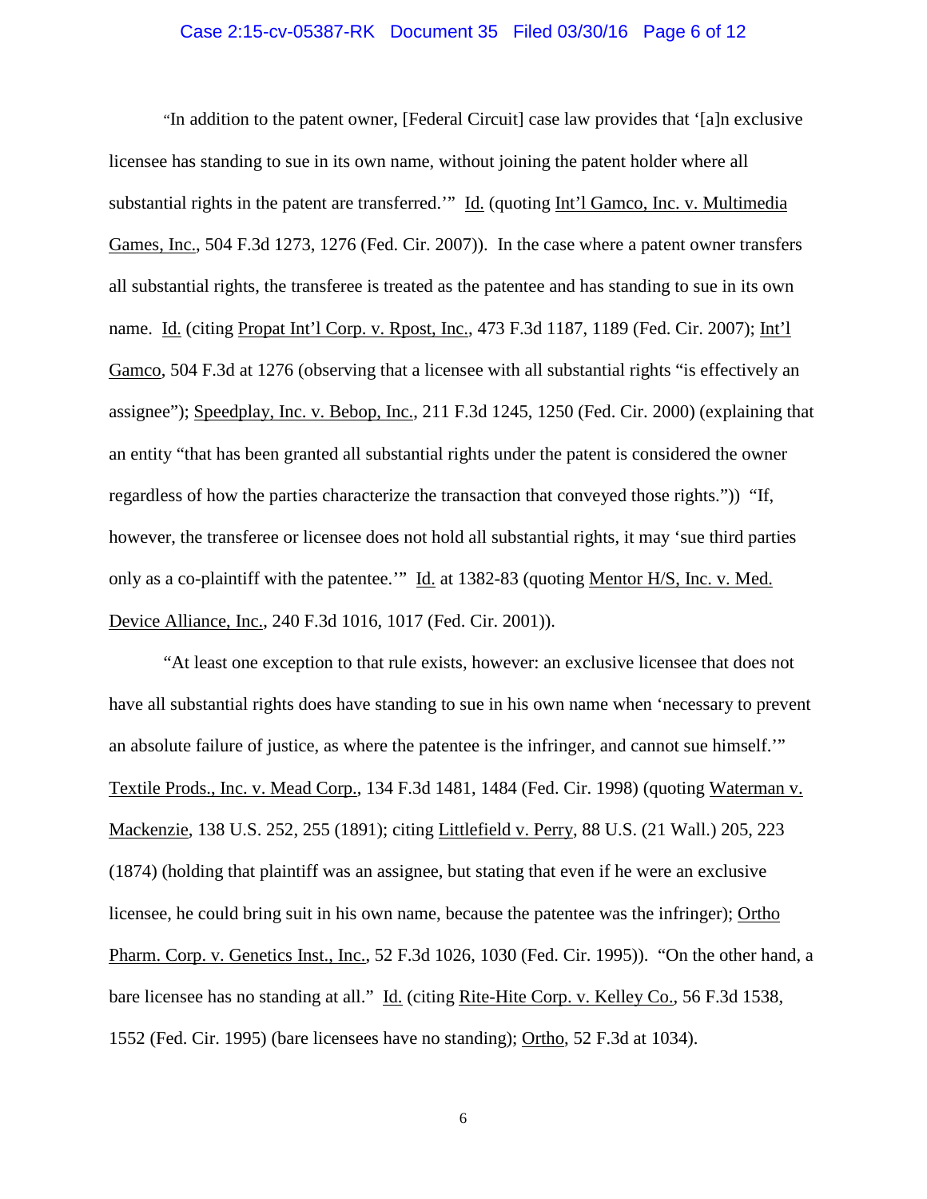"In addition to the patent owner, [Federal Circuit] case law provides that '[a]n exclusive licensee has standing to sue in its own name, without joining the patent holder where all substantial rights in the patent are transferred.'" Id. (quoting Int'l Gamco, Inc. v. Multimedia Games, Inc., 504 F.3d 1273, 1276 (Fed. Cir. 2007)). In the case where a patent owner transfers all substantial rights, the transferee is treated as the patentee and has standing to sue in its own name. Id. (citing Propat Int'l Corp. v. Rpost, Inc., 473 F.3d 1187, 1189 (Fed. Cir. 2007); Int'l Gamco, 504 F.3d at 1276 (observing that a licensee with all substantial rights "is effectively an assignee"); Speedplay, Inc. v. Bebop, Inc., 211 F.3d 1245, 1250 (Fed. Cir. 2000) (explaining that an entity "that has been granted all substantial rights under the patent is considered the owner regardless of how the parties characterize the transaction that conveyed those rights.")) "If, however, the transferee or licensee does not hold all substantial rights, it may 'sue third parties only as a co-plaintiff with the patentee.'" Id. at 1382-83 (quoting Mentor H/S, Inc. v. Med. Device Alliance, Inc., 240 F.3d 1016, 1017 (Fed. Cir. 2001)).

"At least one exception to that rule exists, however: an exclusive licensee that does not have all substantial rights does have standing to sue in his own name when 'necessary to prevent an absolute failure of justice, as where the patentee is the infringer, and cannot sue himself.'" Textile Prods., Inc. v. Mead Corp., 134 F.3d 1481, 1484 (Fed. Cir. 1998) (quoting Waterman v. Mackenzie, 138 U.S. 252, 255 (1891); citing Littlefield v. Perry, 88 U.S. (21 Wall.) 205, 223 (1874) (holding that plaintiff was an assignee, but stating that even if he were an exclusive licensee, he could bring suit in his own name, because the patentee was the infringer); Ortho Pharm. Corp. v. Genetics Inst., Inc., 52 F.3d 1026, 1030 (Fed. Cir. 1995)). "On the other hand, a bare licensee has no standing at all." Id. (citing Rite-Hite Corp. v. Kelley Co., 56 F.3d 1538, 1552 (Fed. Cir. 1995) (bare licensees have no standing); Ortho, 52 F.3d at 1034).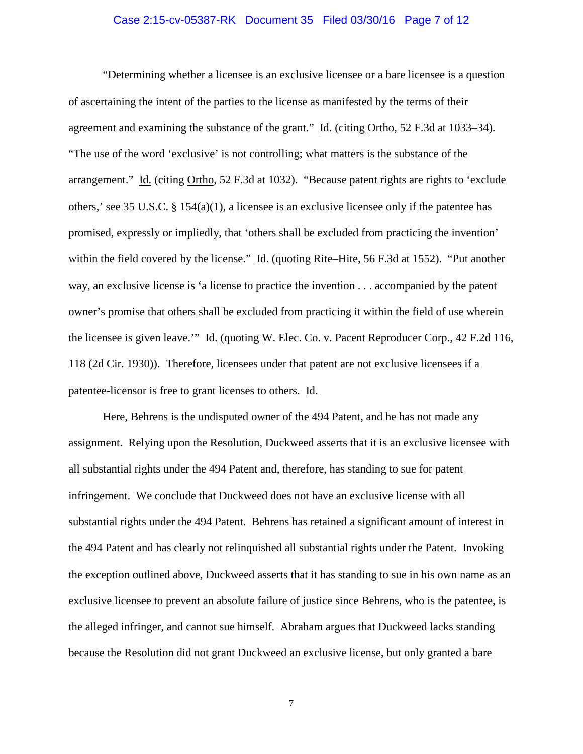"Determining whether a licensee is an exclusive licensee or a bare licensee is a question of ascertaining the intent of the parties to the license as manifested by the terms of their agreement and examining the substance of the grant." Id. (citing Ortho, 52 F.3d at 1033–34). "The use of the word 'exclusive' is not controlling; what matters is the substance of the arrangement." Id. (citing Ortho, 52 F.3d at 1032). "Because patent rights are rights to 'exclude others,' see 35 U.S.C. § 154(a)(1), a licensee is an exclusive licensee only if the patentee has promised, expressly or impliedly, that 'others shall be excluded from practicing the invention' within the field covered by the license." Id. (quoting Rite–Hite, 56 F.3d at 1552). "Put another way, an exclusive license is 'a license to practice the invention . . . accompanied by the patent owner's promise that others shall be excluded from practicing it within the field of use wherein the licensee is given leave.'" Id. (quoting W. Elec. Co. v. Pacent Reproducer Corp., 42 F.2d 116, 118 (2d Cir. 1930)). Therefore, licensees under that patent are not exclusive licensees if a patentee-licensor is free to grant licenses to others. Id.

Here, Behrens is the undisputed owner of the 494 Patent, and he has not made any assignment. Relying upon the Resolution, Duckweed asserts that it is an exclusive licensee with all substantial rights under the 494 Patent and, therefore, has standing to sue for patent infringement. We conclude that Duckweed does not have an exclusive license with all substantial rights under the 494 Patent. Behrens has retained a significant amount of interest in the 494 Patent and has clearly not relinquished all substantial rights under the Patent. Invoking the exception outlined above, Duckweed asserts that it has standing to sue in his own name as an exclusive licensee to prevent an absolute failure of justice since Behrens, who is the patentee, is the alleged infringer, and cannot sue himself. Abraham argues that Duckweed lacks standing because the Resolution did not grant Duckweed an exclusive license, but only granted a bare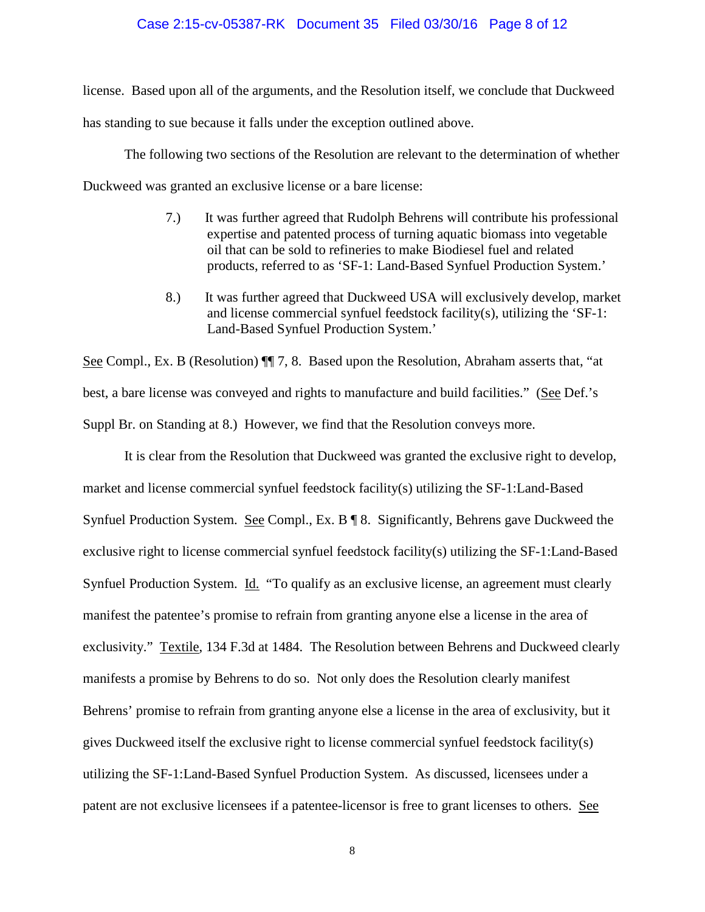license. Based upon all of the arguments, and the Resolution itself, we conclude that Duckweed has standing to sue because it falls under the exception outlined above.

The following two sections of the Resolution are relevant to the determination of whether Duckweed was granted an exclusive license or a bare license:

> 7.) It was further agreed that Rudolph Behrens will contribute his professional expertise and patented process of turning aquatic biomass into vegetable oil that can be sold to refineries to make Biodiesel fuel and related products, referred to as 'SF-1: Land-Based Synfuel Production System.'
>
> 8.) It was further agreed that Duckweed USA will exclusively develop, market and license commercial synfuel feedstock facility(s), utilizing the 'SF-1: Land-Based Synfuel Production System.'

See Compl., Ex. B (Resolution) ¶¶ 7, 8. Based upon the Resolution, Abraham asserts that, "at best, a bare license was conveyed and rights to manufacture and build facilities." (See Def.'s Suppl Br. on Standing at 8.) However, we find that the Resolution conveys more.

It is clear from the Resolution that Duckweed was granted the exclusive right to develop, market and license commercial synfuel feedstock facility(s) utilizing the SF-1:Land-Based Synfuel Production System. See Compl., Ex. B ¶ 8. Significantly, Behrens gave Duckweed the exclusive right to license commercial synfuel feedstock facility(s) utilizing the SF-1:Land-Based Synfuel Production System. Id. "To qualify as an exclusive license, an agreement must clearly manifest the patentee's promise to refrain from granting anyone else a license in the area of exclusivity." Textile, 134 F.3d at 1484. The Resolution between Behrens and Duckweed clearly manifests a promise by Behrens to do so. Not only does the Resolution clearly manifest Behrens' promise to refrain from granting anyone else a license in the area of exclusivity, but it gives Duckweed itself the exclusive right to license commercial synfuel feedstock facility(s) utilizing the SF-1:Land-Based Synfuel Production System. As discussed, licensees under a patent are not exclusive licensees if a patentee-licensor is free to grant licenses to others. See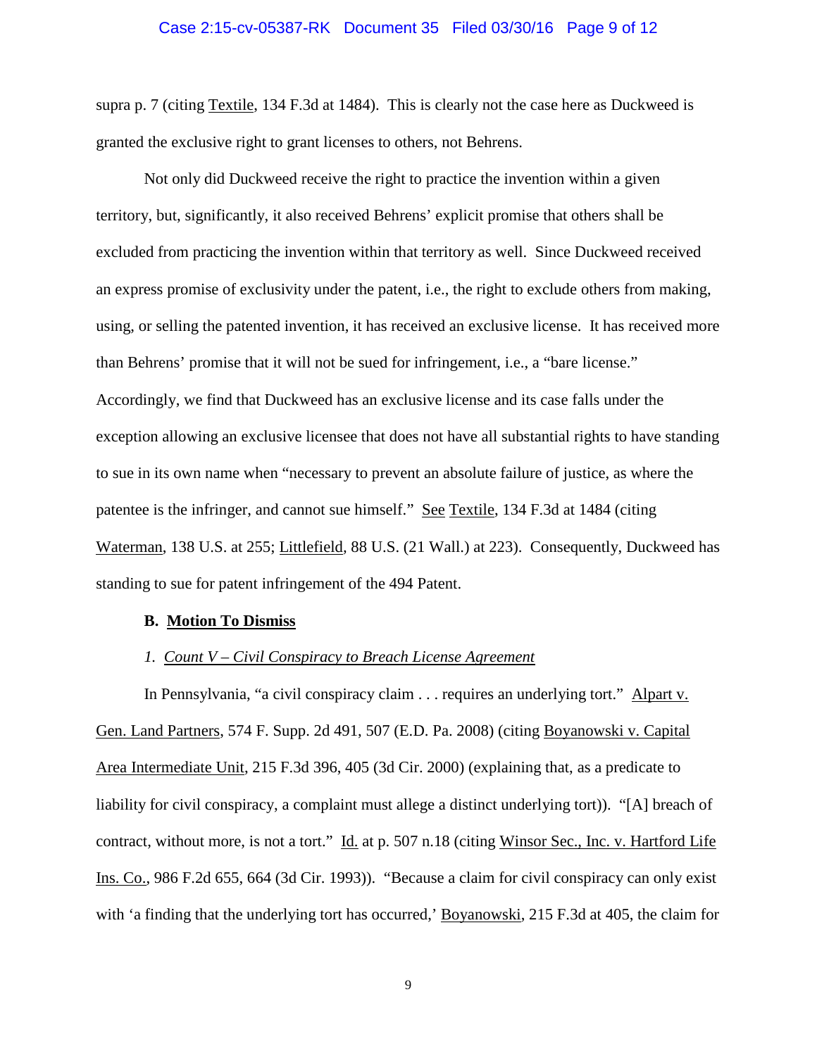supra p. 7 (citing Textile, 134 F.3d at 1484). This is clearly not the case here as Duckweed is granted the exclusive right to grant licenses to others, not Behrens.

Not only did Duckweed receive the right to practice the invention within a given territory, but, significantly, it also received Behrens' explicit promise that others shall be excluded from practicing the invention within that territory as well. Since Duckweed received an express promise of exclusivity under the patent, i.e., the right to exclude others from making, using, or selling the patented invention, it has received an exclusive license. It has received more than Behrens' promise that it will not be sued for infringement, i.e., a "bare license." Accordingly, we find that Duckweed has an exclusive license and its case falls under the exception allowing an exclusive licensee that does not have all substantial rights to have standing to sue in its own name when "necessary to prevent an absolute failure of justice, as where the patentee is the infringer, and cannot sue himself." See Textile, 134 F.3d at 1484 (citing Waterman, 138 U.S. at 255; Littlefield, 88 U.S. (21 Wall.) at 223). Consequently, Duckweed has standing to sue for patent infringement of the 494 Patent.

**B. Motion To Dismiss**

*1. Count V – Civil Conspiracy to Breach License Agreement*

In Pennsylvania, "a civil conspiracy claim . . . requires an underlying tort." Alpart v. Gen. Land Partners, 574 F. Supp. 2d 491, 507 (E.D. Pa. 2008) (citing Boyanowski v. Capital Area Intermediate Unit, 215 F.3d 396, 405 (3d Cir. 2000) (explaining that, as a predicate to liability for civil conspiracy, a complaint must allege a distinct underlying tort)). "[A] breach of contract, without more, is not a tort." Id. at p. 507 n.18 (citing Winsor Sec., Inc. v. Hartford Life Ins. Co., 986 F.2d 655, 664 (3d Cir. 1993)). "Because a claim for civil conspiracy can only exist with 'a finding that the underlying tort has occurred,' Boyanowski, 215 F.3d at 405, the claim for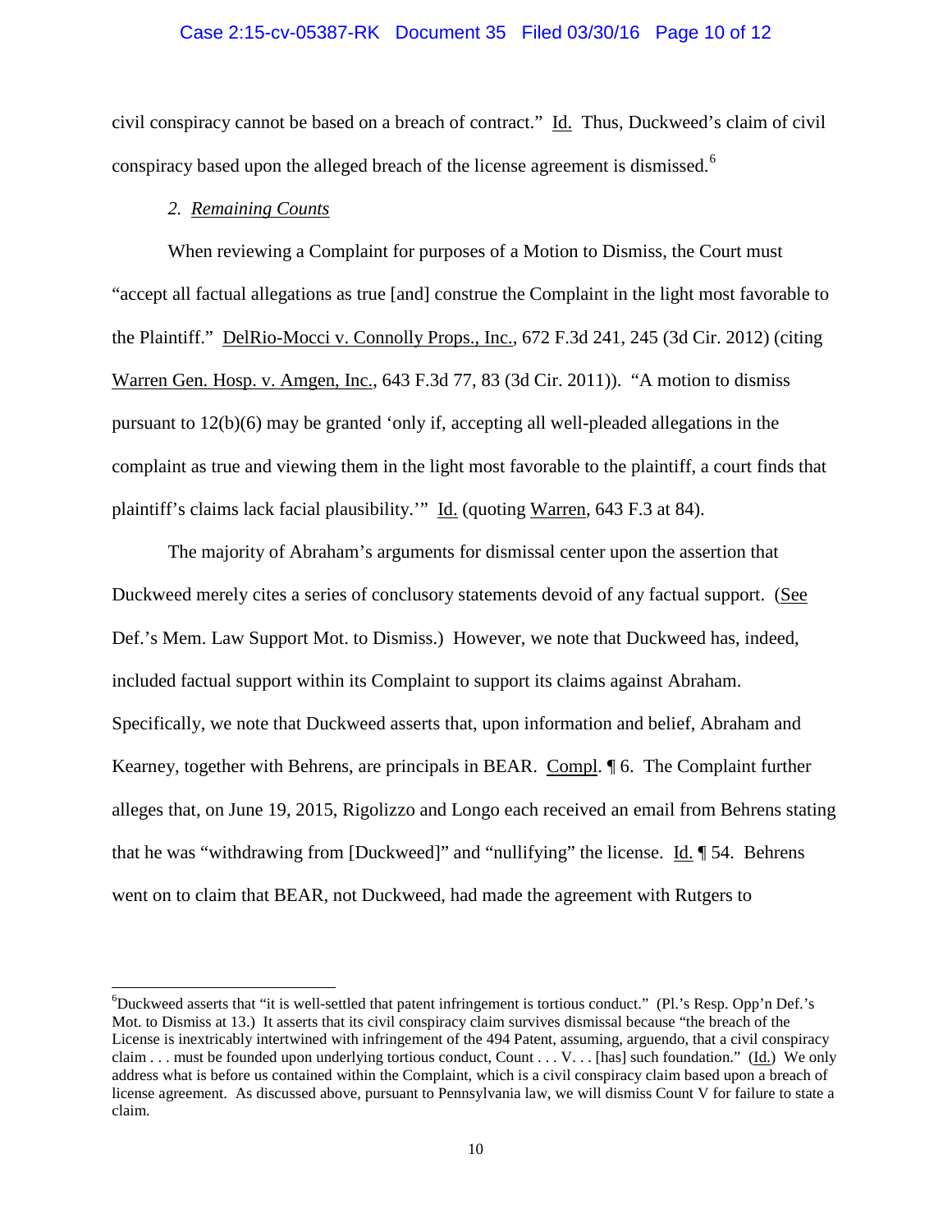civil conspiracy cannot be based on a breach of contract." Id. Thus, Duckweed's claim of civil conspiracy based upon the alleged breach of the license agreement is dismissed.[6]

*2. Remaining Counts*

When reviewing a Complaint for purposes of a Motion to Dismiss, the Court must "accept all factual allegations as true [and] construe the Complaint in the light most favorable to the Plaintiff." DelRio-Mocci v. Connolly Props., Inc., 672 F.3d 241, 245 (3d Cir. 2012) (citing Warren Gen. Hosp. v. Amgen, Inc., 643 F.3d 77, 83 (3d Cir. 2011)). "A motion to dismiss pursuant to 12(b)(6) may be granted 'only if, accepting all well-pleaded allegations in the complaint as true and viewing them in the light most favorable to the plaintiff, a court finds that plaintiff's claims lack facial plausibility.'" Id. (quoting Warren, 643 F.3 at 84).

The majority of Abraham's arguments for dismissal center upon the assertion that Duckweed merely cites a series of conclusory statements devoid of any factual support. (See Def.'s Mem. Law Support Mot. to Dismiss.) However, we note that Duckweed has, indeed, included factual support within its Complaint to support its claims against Abraham. Specifically, we note that Duckweed asserts that, upon information and belief, Abraham and Kearney, together with Behrens, are principals in BEAR. Compl. ¶ 6. The Complaint further alleges that, on June 19, 2015, Rigolizzo and Longo each received an email from Behrens stating that he was "withdrawing from [Duckweed]" and "nullifying" the license. Id. ¶ 54. Behrens went on to claim that BEAR, not Duckweed, had made the agreement with Rutgers to

---

[6]Duckweed asserts that "it is well-settled that patent infringement is tortious conduct." (Pl.'s Resp. Opp'n Def.'s Mot. to Dismiss at 13.) It asserts that its civil conspiracy claim survives dismissal because "the breach of the License is inextricably intertwined with infringement of the 494 Patent, assuming, arguendo, that a civil conspiracy claim . . . must be founded upon underlying tortious conduct, Count . . . V. . . [has] such foundation." (Id.) We only address what is before us contained within the Complaint, which is a civil conspiracy claim based upon a breach of license agreement. As discussed above, pursuant to Pennsylvania law, we will dismiss Count V for failure to state a claim.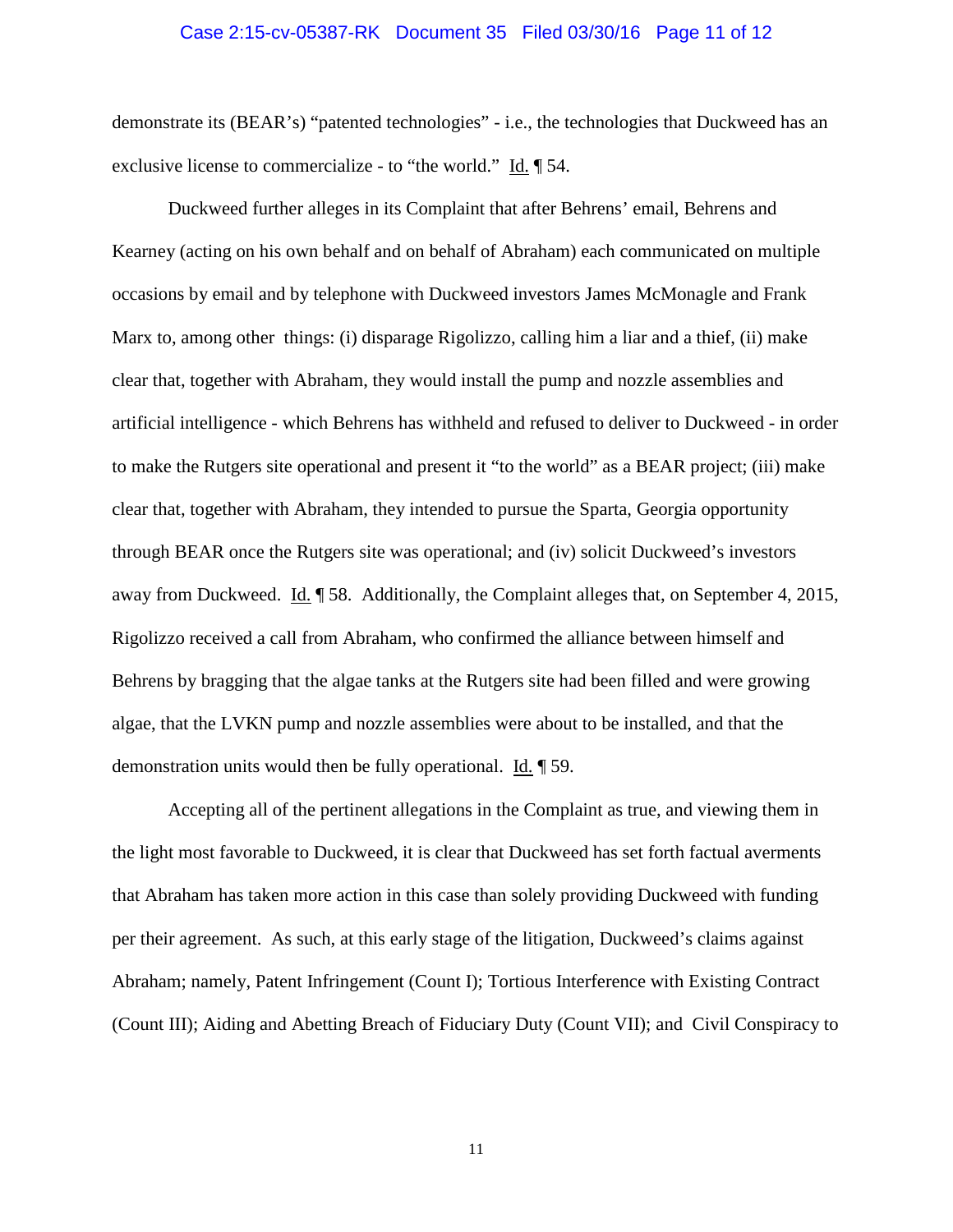demonstrate its (BEAR's) "patented technologies" - i.e., the technologies that Duckweed has an exclusive license to commercialize - to "the world." Id. ¶ 54.

Duckweed further alleges in its Complaint that after Behrens' email, Behrens and Kearney (acting on his own behalf and on behalf of Abraham) each communicated on multiple occasions by email and by telephone with Duckweed investors James McMonagle and Frank Marx to, among other things: (i) disparage Rigolizzo, calling him a liar and a thief, (ii) make clear that, together with Abraham, they would install the pump and nozzle assemblies and artificial intelligence - which Behrens has withheld and refused to deliver to Duckweed - in order to make the Rutgers site operational and present it "to the world" as a BEAR project; (iii) make clear that, together with Abraham, they intended to pursue the Sparta, Georgia opportunity through BEAR once the Rutgers site was operational; and (iv) solicit Duckweed's investors away from Duckweed. Id. ¶ 58. Additionally, the Complaint alleges that, on September 4, 2015, Rigolizzo received a call from Abraham, who confirmed the alliance between himself and Behrens by bragging that the algae tanks at the Rutgers site had been filled and were growing algae, that the LVKN pump and nozzle assemblies were about to be installed, and that the demonstration units would then be fully operational. Id. ¶ 59.

Accepting all of the pertinent allegations in the Complaint as true, and viewing them in the light most favorable to Duckweed, it is clear that Duckweed has set forth factual averments that Abraham has taken more action in this case than solely providing Duckweed with funding per their agreement. As such, at this early stage of the litigation, Duckweed's claims against Abraham; namely, Patent Infringement (Count I); Tortious Interference with Existing Contract (Count III); Aiding and Abetting Breach of Fiduciary Duty (Count VII); and Civil Conspiracy to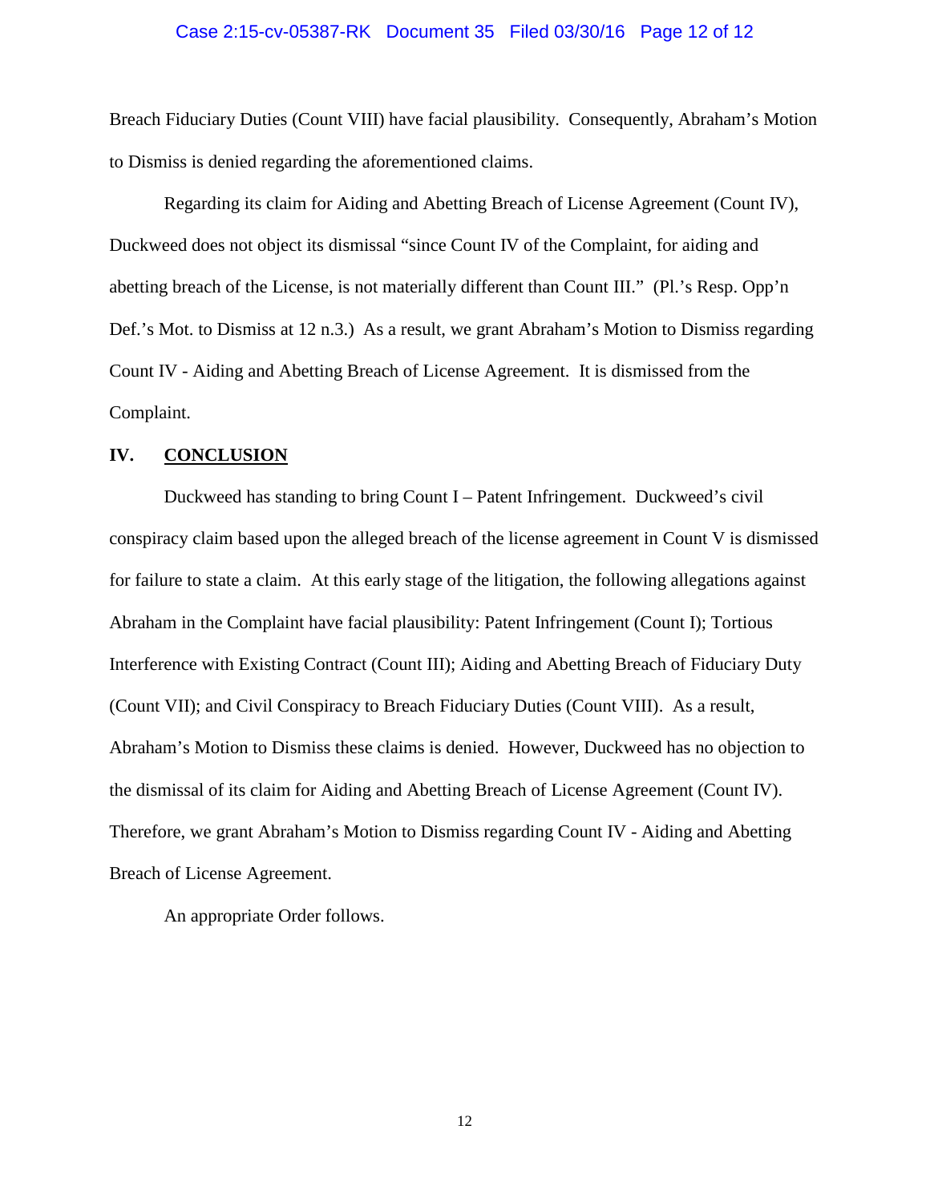Breach Fiduciary Duties (Count VIII) have facial plausibility. Consequently, Abraham's Motion to Dismiss is denied regarding the aforementioned claims.

Regarding its claim for Aiding and Abetting Breach of License Agreement (Count IV), Duckweed does not object its dismissal "since Count IV of the Complaint, for aiding and abetting breach of the License, is not materially different than Count III." (Pl.'s Resp. Opp'n Def.'s Mot. to Dismiss at 12 n.3.) As a result, we grant Abraham's Motion to Dismiss regarding Count IV - Aiding and Abetting Breach of License Agreement. It is dismissed from the Complaint.

## IV. CONCLUSION

Duckweed has standing to bring Count I – Patent Infringement. Duckweed's civil conspiracy claim based upon the alleged breach of the license agreement in Count V is dismissed for failure to state a claim. At this early stage of the litigation, the following allegations against Abraham in the Complaint have facial plausibility: Patent Infringement (Count I); Tortious Interference with Existing Contract (Count III); Aiding and Abetting Breach of Fiduciary Duty (Count VII); and Civil Conspiracy to Breach Fiduciary Duties (Count VIII). As a result, Abraham's Motion to Dismiss these claims is denied. However, Duckweed has no objection to the dismissal of its claim for Aiding and Abetting Breach of License Agreement (Count IV). Therefore, we grant Abraham's Motion to Dismiss regarding Count IV - Aiding and Abetting Breach of License Agreement.

An appropriate Order follows.